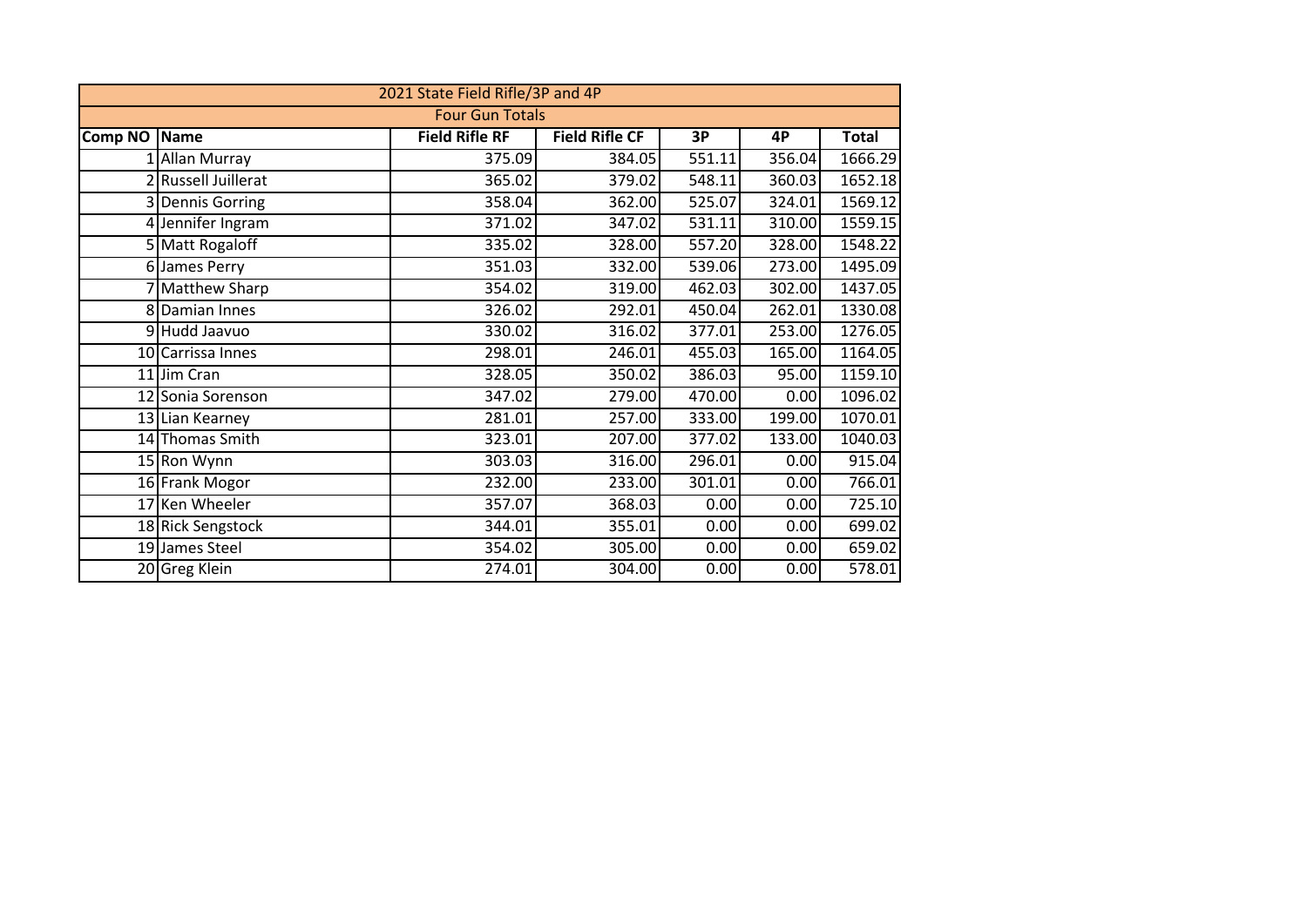| 2021 State Field Rifle/3P and 4P | | | | | | |
|---|---|---|---|---|---|---|
| Four Gun Totals | | | | | | |
| **Comp NO** | **Name** | **Field Rifle RF** | **Field Rifle CF** | **3P** | **4P** | **Total** |
| 1 | Allan Murray | 375.09 | 384.05 | 551.11 | 356.04 | 1666.29 |
| 2 | Russell Juillerat | 365.02 | 379.02 | 548.11 | 360.03 | 1652.18 |
| 3 | Dennis Gorring | 358.04 | 362.00 | 525.07 | 324.01 | 1569.12 |
| 4 | Jennifer Ingram | 371.02 | 347.02 | 531.11 | 310.00 | 1559.15 |
| 5 | Matt Rogaloff | 335.02 | 328.00 | 557.20 | 328.00 | 1548.22 |
| 6 | James Perry | 351.03 | 332.00 | 539.06 | 273.00 | 1495.09 |
| 7 | Matthew Sharp | 354.02 | 319.00 | 462.03 | 302.00 | 1437.05 |
| 8 | Damian Innes | 326.02 | 292.01 | 450.04 | 262.01 | 1330.08 |
| 9 | Hudd Jaavuo | 330.02 | 316.02 | 377.01 | 253.00 | 1276.05 |
| 10 | Carrissa Innes | 298.01 | 246.01 | 455.03 | 165.00 | 1164.05 |
| 11 | Jim Cran | 328.05 | 350.02 | 386.03 | 95.00 | 1159.10 |
| 12 | Sonia Sorenson | 347.02 | 279.00 | 470.00 | 0.00 | 1096.02 |
| 13 | Lian Kearney | 281.01 | 257.00 | 333.00 | 199.00 | 1070.01 |
| 14 | Thomas Smith | 323.01 | 207.00 | 377.02 | 133.00 | 1040.03 |
| 15 | Ron Wynn | 303.03 | 316.00 | 296.01 | 0.00 | 915.04 |
| 16 | Frank Mogor | 232.00 | 233.00 | 301.01 | 0.00 | 766.01 |
| 17 | Ken Wheeler | 357.07 | 368.03 | 0.00 | 0.00 | 725.10 |
| 18 | Rick Sengstock | 344.01 | 355.01 | 0.00 | 0.00 | 699.02 |
| 19 | James Steel | 354.02 | 305.00 | 0.00 | 0.00 | 659.02 |
| 20 | Greg Klein | 274.01 | 304.00 | 0.00 | 0.00 | 578.01 |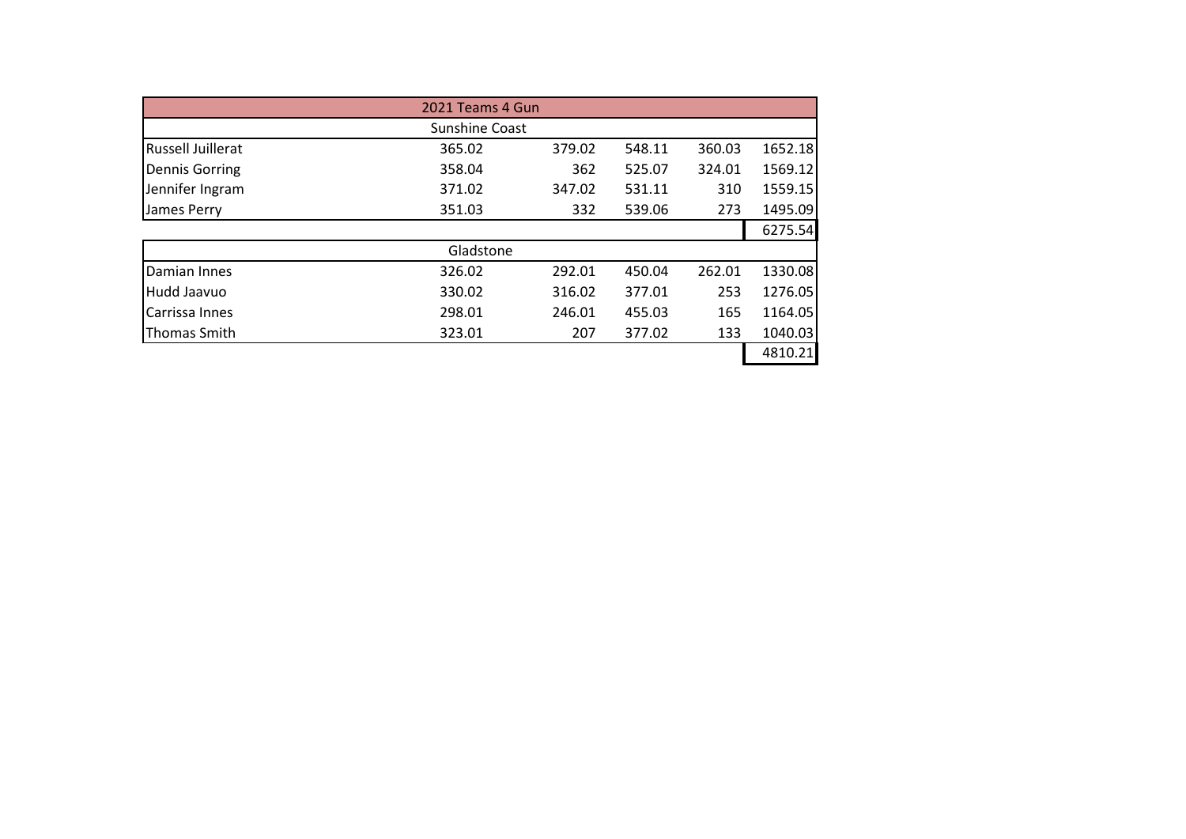| | | | | | |
|---|---|---|---|---|---|
| 2021 Teams 4 Gun | | | | | |
| Sunshine Coast | | | | | |
| Russell Juillerat | 365.02 | 379.02 | 548.11 | 360.03 | 1652.18 |
| Dennis Gorring | 358.04 | 362 | 525.07 | 324.01 | 1569.12 |
| Jennifer Ingram | 371.02 | 347.02 | 531.11 | 310 | 1559.15 |
| James Perry | 351.03 | 332 | 539.06 | 273 | 1495.09 |
| | | | | | 6275.54 |
| Gladstone | | | | | |
| Damian Innes | 326.02 | 292.01 | 450.04 | 262.01 | 1330.08 |
| Hudd Jaavuo | 330.02 | 316.02 | 377.01 | 253 | 1276.05 |
| Carrissa Innes | 298.01 | 246.01 | 455.03 | 165 | 1164.05 |
| Thomas Smith | 323.01 | 207 | 377.02 | 133 | 1040.03 |
| | | | | | 4810.21 |